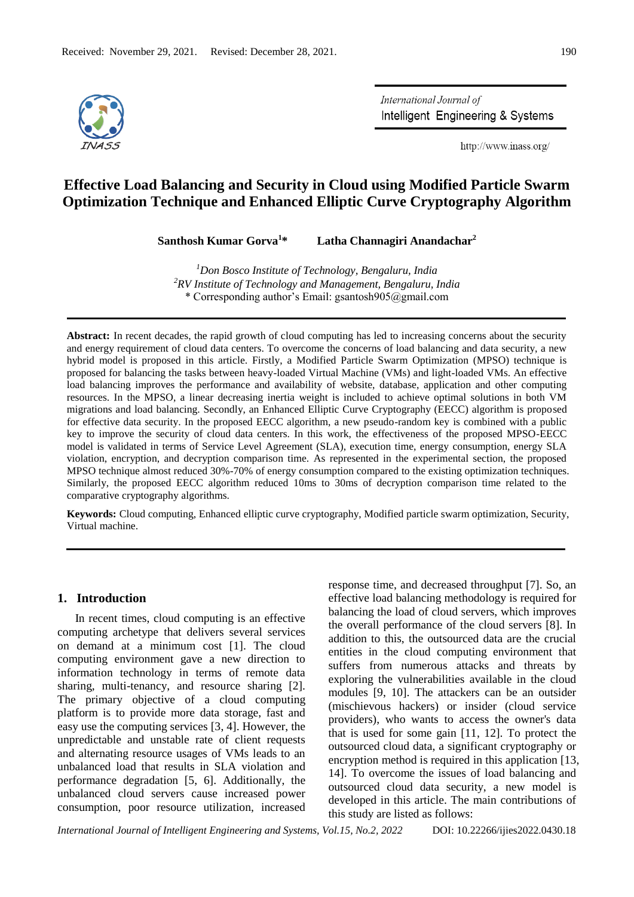Received: November 29, 2021. Revised: December 28, 2021.

# Effective Load Balancing and Security in Cloud using Modified Particle Swarm Optimization Technique and Enhanced Elliptic Curve Cryptography Algorithm

**Santhosh Kumar Gorva[1]\*** **Latha Channagiri Anandachar[2]**

[1]*Don Bosco Institute of Technology, Bengaluru, India*
[2]*RV Institute of Technology and Management, Bengaluru, India*
\* Corresponding author's Email: gsantosh905@gmail.com

**Abstract:** In recent decades, the rapid growth of cloud computing has led to increasing concerns about the security and energy requirement of cloud data centers. To overcome the concerns of load balancing and data security, a new hybrid model is proposed in this article. Firstly, a Modified Particle Swarm Optimization (MPSO) technique is proposed for balancing the tasks between heavy-loaded Virtual Machine (VMs) and light-loaded VMs. An effective load balancing improves the performance and availability of website, database, application and other computing resources. In the MPSO, a linear decreasing inertia weight is included to achieve optimal solutions in both VM migrations and load balancing. Secondly, an Enhanced Elliptic Curve Cryptography (EECC) algorithm is proposed for effective data security. In the proposed EECC algorithm, a new pseudo-random key is combined with a public key to improve the security of cloud data centers. In this work, the effectiveness of the proposed MPSO-EECC model is validated in terms of Service Level Agreement (SLA), execution time, energy consumption, energy SLA violation, encryption, and decryption comparison time. As represented in the experimental section, the proposed MPSO technique almost reduced 30%-70% of energy consumption compared to the existing optimization techniques. Similarly, the proposed EECC algorithm reduced 10ms to 30ms of decryption comparison time related to the comparative cryptography algorithms.

**Keywords:** Cloud computing, Enhanced elliptic curve cryptography, Modified particle swarm optimization, Security, Virtual machine.

## 1. Introduction

In recent times, cloud computing is an effective computing archetype that delivers several services on demand at a minimum cost [1]. The cloud computing environment gave a new direction to information technology in terms of remote data sharing, multi-tenancy, and resource sharing [2]. The primary objective of a cloud computing platform is to provide more data storage, fast and easy use the computing services [3, 4]. However, the unpredictable and unstable rate of client requests and alternating resource usages of VMs leads to an unbalanced load that results in SLA violation and performance degradation [5, 6]. Additionally, the unbalanced cloud servers cause increased power consumption, poor resource utilization, increased response time, and decreased throughput [7]. So, an effective load balancing methodology is required for balancing the load of cloud servers, which improves the overall performance of the cloud servers [8]. In addition to this, the outsourced data are the crucial entities in the cloud computing environment that suffers from numerous attacks and threats by exploring the vulnerabilities available in the cloud modules [9, 10]. The attackers can be an outsider (mischievous hackers) or insider (cloud service providers), who wants to access the owner's data that is used for some gain [11, 12]. To protect the outsourced cloud data, a significant cryptography or encryption method is required in this application [13, 14]. To overcome the issues of load balancing and outsourced cloud data security, a new model is developed in this article. The main contributions of this study are listed as follows: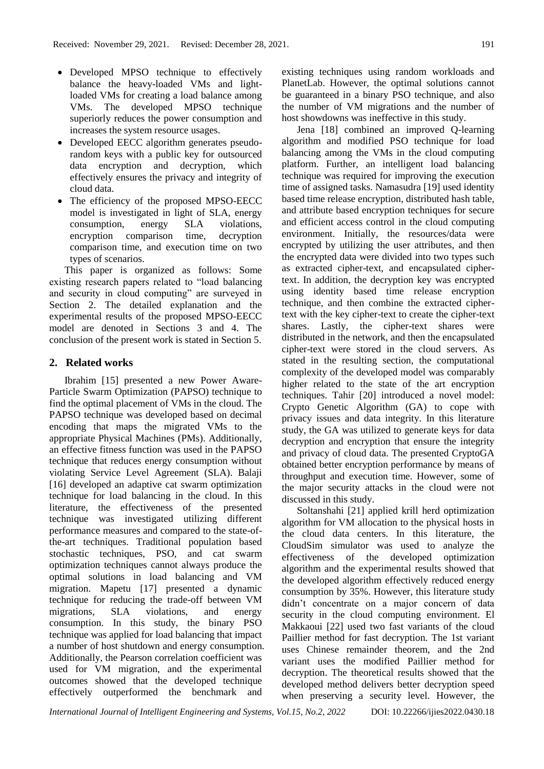- Developed MPSO technique to effectively balance the heavy-loaded VMs and light-loaded VMs for creating a load balance among VMs. The developed MPSO technique superiorly reduces the power consumption and increases the system resource usages.
- Developed EECC algorithm generates pseudo-random keys with a public key for outsourced data encryption and decryption, which effectively ensures the privacy and integrity of cloud data.
- The efficiency of the proposed MPSO-EECC model is investigated in light of SLA, energy consumption, energy SLA violations, encryption comparison time, decryption comparison time, and execution time on two types of scenarios.

This paper is organized as follows: Some existing research papers related to "load balancing and security in cloud computing" are surveyed in Section 2. The detailed explanation and the experimental results of the proposed MPSO-EECC model are denoted in Sections 3 and 4. The conclusion of the present work is stated in Section 5.

## 2. Related works

Ibrahim [15] presented a new Power Aware-Particle Swarm Optimization (PAPSO) technique to find the optimal placement of VMs in the cloud. The PAPSO technique was developed based on decimal encoding that maps the migrated VMs to the appropriate Physical Machines (PMs). Additionally, an effective fitness function was used in the PAPSO technique that reduces energy consumption without violating Service Level Agreement (SLA). Balaji [16] developed an adaptive cat swarm optimization technique for load balancing in the cloud. In this literature, the effectiveness of the presented technique was investigated utilizing different performance measures and compared to the state-of-the-art techniques. Traditional population based stochastic techniques, PSO, and cat swarm optimization techniques cannot always produce the optimal solutions in load balancing and VM migration. Mapetu [17] presented a dynamic technique for reducing the trade-off between VM migrations, SLA violations, and energy consumption. In this study, the binary PSO technique was applied for load balancing that impact a number of host shutdown and energy consumption. Additionally, the Pearson correlation coefficient was used for VM migration, and the experimental outcomes showed that the developed technique effectively outperformed the benchmark and existing techniques using random workloads and PlanetLab. However, the optimal solutions cannot be guaranteed in a binary PSO technique, and also the number of VM migrations and the number of host showdowns was ineffective in this study.

Jena [18] combined an improved Q-learning algorithm and modified PSO technique for load balancing among the VMs in the cloud computing platform. Further, an intelligent load balancing technique was required for improving the execution time of assigned tasks. Namasudra [19] used identity based time release encryption, distributed hash table, and attribute based encryption techniques for secure and efficient access control in the cloud computing environment. Initially, the resources/data were encrypted by utilizing the user attributes, and then the encrypted data were divided into two types such as extracted cipher-text, and encapsulated cipher-text. In addition, the decryption key was encrypted using identity based time release encryption technique, and then combine the extracted cipher-text with the key cipher-text to create the cipher-text shares. Lastly, the cipher-text shares were distributed in the network, and then the encapsulated cipher-text were stored in the cloud servers. As stated in the resulting section, the computational complexity of the developed model was comparably higher related to the state of the art encryption techniques. Tahir [20] introduced a novel model: Crypto Genetic Algorithm (GA) to cope with privacy issues and data integrity. In this literature study, the GA was utilized to generate keys for data decryption and encryption that ensure the integrity and privacy of cloud data. The presented CryptoGA obtained better encryption performance by means of throughput and execution time. However, some of the major security attacks in the cloud were not discussed in this study.

Soltanshahi [21] applied krill herd optimization algorithm for VM allocation to the physical hosts in the cloud data centers. In this literature, the CloudSim simulator was used to analyze the effectiveness of the developed optimization algorithm and the experimental results showed that the developed algorithm effectively reduced energy consumption by 35%. However, this literature study didn't concentrate on a major concern of data security in the cloud computing environment. El Makkaoui [22] used two fast variants of the cloud Paillier method for fast decryption. The 1st variant uses Chinese remainder theorem, and the 2nd variant uses the modified Paillier method for decryption. The theoretical results showed that the developed method delivers better decryption speed when preserving a security level. However, the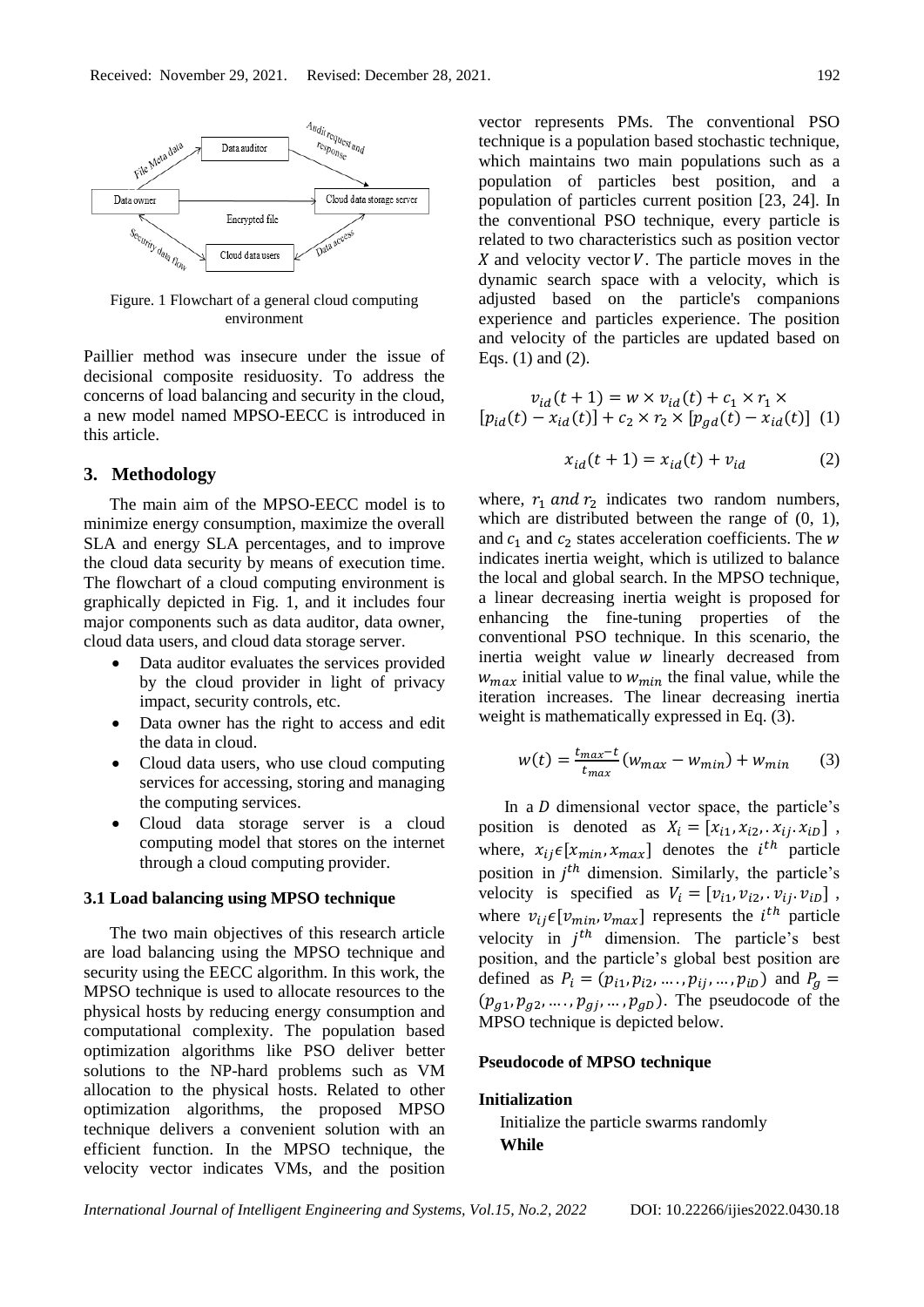Figure. 1 Flowchart of a general cloud computing environment

Paillier method was insecure under the issue of decisional composite residuosity. To address the concerns of load balancing and security in the cloud, a new model named MPSO-EECC is introduced in this article.

## 3. Methodology

The main aim of the MPSO-EECC model is to minimize energy consumption, maximize the overall SLA and energy SLA percentages, and to improve the cloud data security by means of execution time. The flowchart of a cloud computing environment is graphically depicted in Fig. 1, and it includes four major components such as data auditor, data owner, cloud data users, and cloud data storage server.

- Data auditor evaluates the services provided by the cloud provider in light of privacy impact, security controls, etc.
- Data owner has the right to access and edit the data in cloud.
- Cloud data users, who use cloud computing services for accessing, storing and managing the computing services.
- Cloud data storage server is a cloud computing model that stores on the internet through a cloud computing provider.

### 3.1 Load balancing using MPSO technique

The two main objectives of this research article are load balancing using the MPSO technique and security using the EECC algorithm. In this work, the MPSO technique is used to allocate resources to the physical hosts by reducing energy consumption and computational complexity. The population based optimization algorithms like PSO deliver better solutions to the NP-hard problems such as VM allocation to the physical hosts. Related to other optimization algorithms, the proposed MPSO technique delivers a convenient solution with an efficient function. In the MPSO technique, the velocity vector indicates VMs, and the position vector represents PMs. The conventional PSO technique is a population based stochastic technique, which maintains two main populations such as a population of particles best position, and a population of particles current position [23, 24]. In the conventional PSO technique, every particle is related to two characteristics such as position vector $X$ and velocity vector $V$. The particle moves in the dynamic search space with a velocity, which is adjusted based on the particle's companions experience and particles experience. The position and velocity of the particles are updated based on Eqs. (1) and (2).

$$v_{id}(t+1) = w \times v_{id}(t) + c_1 \times r_1 \times [p_{id}(t) - x_{id}(t)] + c_2 \times r_2 \times [p_{gd}(t) - x_{id}(t)] \quad (1)$$

$$x_{id}(t+1) = x_{id}(t) + v_{id} \quad (2)$$

where, $r_1$ $and$ $r_2$ indicates two random numbers, which are distributed between the range of (0, 1), and $c_1$ and $c_2$ states acceleration coefficients. The $w$ indicates inertia weight, which is utilized to balance the local and global search. In the MPSO technique, a linear decreasing inertia weight is proposed for enhancing the fine-tuning properties of the conventional PSO technique. In this scenario, the inertia weight value $w$ linearly decreased from $w_{max}$ initial value to $w_{min}$ the final value, while the iteration increases. The linear decreasing inertia weight is mathematically expressed in Eq. (3).

$$w(t) = \frac{t_{max}-t}{t_{max}}(w_{max} - w_{min}) + w_{min} \quad (3)$$

In a $D$ dimensional vector space, the particle's position is denoted as $X_i = [x_{i1}, x_{i2}, . x_{ij} . x_{iD}]$, where, $x_{ij} \epsilon [x_{min}, x_{max}]$ denotes the $i^{th}$ particle position in $j^{th}$ dimension. Similarly, the particle's velocity is specified as $V_i = [v_{i1}, v_{i2}, . v_{ij} . v_{iD}]$, where $v_{ij} \epsilon [v_{min}, v_{max}]$ represents the $i^{th}$ particle velocity in $j^{th}$ dimension. The particle's best position, and the particle's global best position are defined as $P_i = (p_{i1}, p_{i2}, \dots, p_{ij}, \dots, p_{iD})$ and $P_g = (p_{g1}, p_{g2}, \dots, p_{gj}, \dots, p_{gD})$. The pseudocode of the MPSO technique is depicted below.

**Pseudocode of MPSO technique**

**Initialization**

Initialize the particle swarms randomly
**While**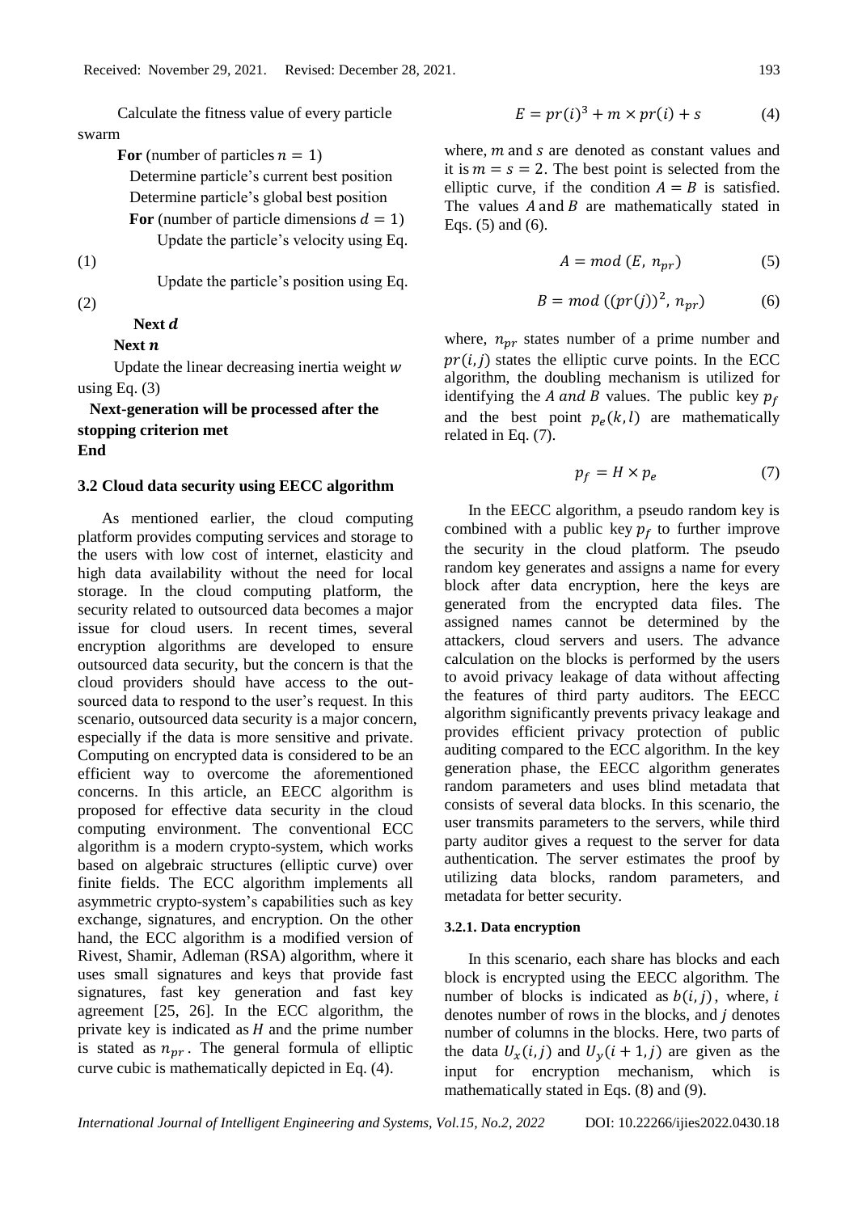Calculate the fitness value of every particle swarm

**For** (number of particles $n = 1$)

Determine particle's current best position

Determine particle's global best position

**For** (number of particle dimensions $d = 1$)

Update the particle's velocity using Eq. (1)

Update the particle's position using Eq. (2)

**Next** $d$

**Next** $n$

Update the linear decreasing inertia weight $w$ using Eq. (3)

**Next-generation will be processed after the stopping criterion met**

**End**

### 3.2 Cloud data security using EECC algorithm

As mentioned earlier, the cloud computing platform provides computing services and storage to the users with low cost of internet, elasticity and high data availability without the need for local storage. In the cloud computing platform, the security related to outsourced data becomes a major issue for cloud users. In recent times, several encryption algorithms are developed to ensure outsourced data security, but the concern is that the cloud providers should have access to the out-sourced data to respond to the user's request. In this scenario, outsourced data security is a major concern, especially if the data is more sensitive and private. Computing on encrypted data is considered to be an efficient way to overcome the aforementioned concerns. In this article, an EECC algorithm is proposed for effective data security in the cloud computing environment. The conventional ECC algorithm is a modern crypto-system, which works based on algebraic structures (elliptic curve) over finite fields. The ECC algorithm implements all asymmetric crypto-system's capabilities such as key exchange, signatures, and encryption. On the other hand, the ECC algorithm is a modified version of Rivest, Shamir, Adleman (RSA) algorithm, where it uses small signatures and keys that provide fast signatures, fast key generation and fast key agreement [25, 26]. In the ECC algorithm, the private key is indicated as $H$ and the prime number is stated as $n_{pr}$. The general formula of elliptic curve cubic is mathematically depicted in Eq. (4).

$$E = pr(i)^3 + m \times pr(i) + s \tag{4}$$

where, $m$ and $s$ are denoted as constant values and it is $m = s = 2$. The best point is selected from the elliptic curve, if the condition $A = B$ is satisfied. The values $A$ and $B$ are mathematically stated in Eqs. (5) and (6).

$$A = mod\ (E,\ n_{pr}) \tag{5}$$

$$B = mod\ ((pr(j))^2,\ n_{pr}) \tag{6}$$

where, $n_{pr}$ states number of a prime number and $pr(i, j)$ states the elliptic curve points. In the ECC algorithm, the doubling mechanism is utilized for identifying the $A\ and\ B$ values. The public key $p_f$ and the best point $p_e(k, l)$ are mathematically related in Eq. (7).

$$p_f = H \times p_e \tag{7}$$

In the EECC algorithm, a pseudo random key is combined with a public key $p_f$ to further improve the security in the cloud platform. The pseudo random key generates and assigns a name for every block after data encryption, here the keys are generated from the encrypted data files. The assigned names cannot be determined by the attackers, cloud servers and users. The advance calculation on the blocks is performed by the users to avoid privacy leakage of data without affecting the features of third party auditors. The EECC algorithm significantly prevents privacy leakage and provides efficient privacy protection of public auditing compared to the ECC algorithm. In the key generation phase, the EECC algorithm generates random parameters and uses blind metadata that consists of several data blocks. In this scenario, the user transmits parameters to the servers, while third party auditor gives a request to the server for data authentication. The server estimates the proof by utilizing data blocks, random parameters, and metadata for better security.

#### 3.2.1. Data encryption

In this scenario, each share has blocks and each block is encrypted using the EECC algorithm. The number of blocks is indicated as $b(i, j)$, where, $i$ denotes number of rows in the blocks, and $j$ denotes number of columns in the blocks. Here, two parts of the data $U_x(i, j)$ and $U_y(i + 1, j)$ are given as the input for encryption mechanism, which is mathematically stated in Eqs. (8) and (9).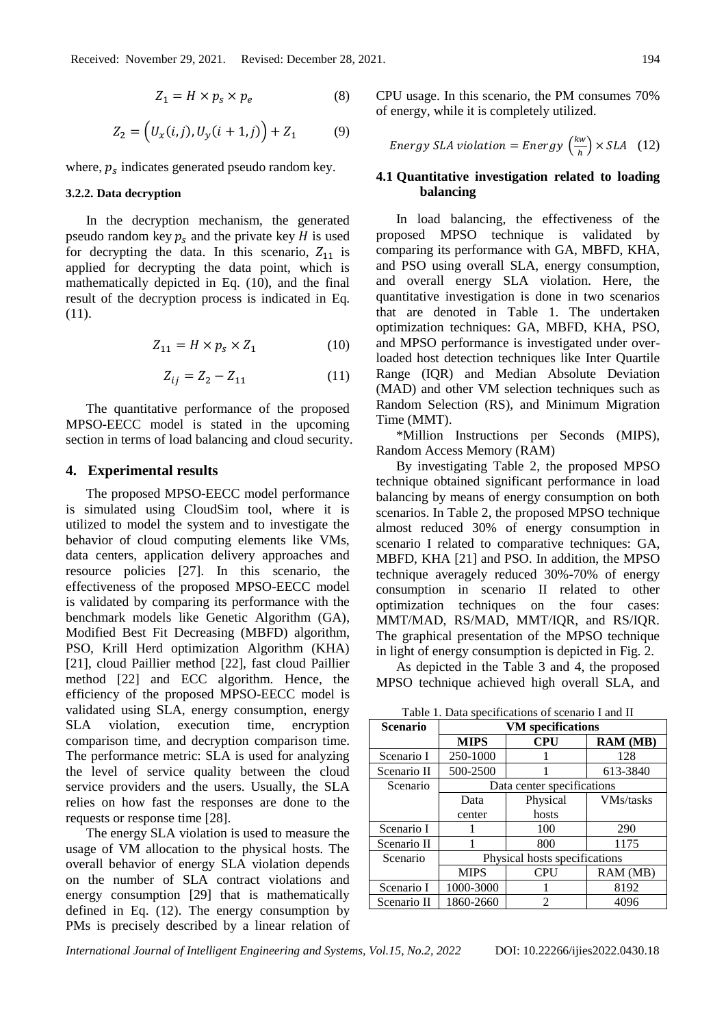$$Z_1 = H \times p_s \times p_e \quad (8)$$

$$Z_2 = \left(U_x(i,j), U_y(i+1,j)\right) + Z_1 \quad (9)$$

where, $p_s$ indicates generated pseudo random key.

#### 3.2.2. Data decryption

In the decryption mechanism, the generated pseudo random key $p_s$ and the private key $H$ is used for decrypting the data. In this scenario, $Z_{11}$ is applied for decrypting the data point, which is mathematically depicted in Eq. (10), and the final result of the decryption process is indicated in Eq. (11).

$$Z_{11} = H \times p_s \times Z_1 \quad (10)$$

$$Z_{ij} = Z_2 - Z_{11} \quad (11)$$

The quantitative performance of the proposed MPSO-EECC model is stated in the upcoming section in terms of load balancing and cloud security.

## 4. Experimental results

The proposed MPSO-EECC model performance is simulated using CloudSim tool, where it is utilized to model the system and to investigate the behavior of cloud computing elements like VMs, data centers, application delivery approaches and resource policies [27]. In this scenario, the effectiveness of the proposed MPSO-EECC model is validated by comparing its performance with the benchmark models like Genetic Algorithm (GA), Modified Best Fit Decreasing (MBFD) algorithm, PSO, Krill Herd optimization Algorithm (KHA) [21], cloud Paillier method [22], fast cloud Paillier method [22] and ECC algorithm. Hence, the efficiency of the proposed MPSO-EECC model is validated using SLA, energy consumption, energy SLA violation, execution time, encryption comparison time, and decryption comparison time. The performance metric: SLA is used for analyzing the level of service quality between the cloud service providers and the users. Usually, the SLA relies on how fast the responses are done to the requests or response time [28].

The energy SLA violation is used to measure the usage of VM allocation to the physical hosts. The overall behavior of energy SLA violation depends on the number of SLA contract violations and energy consumption [29] that is mathematically defined in Eq. (12). The energy consumption by PMs is precisely described by a linear relation of CPU usage. In this scenario, the PM consumes 70% of energy, while it is completely utilized.

$$Energy\ SLA\ violation = Energy\ \left(\frac{kw}{h}\right) \times SLA \quad (12)$$

### 4.1 Quantitative investigation related to loading balancing

In load balancing, the effectiveness of the proposed MPSO technique is validated by comparing its performance with GA, MBFD, KHA, and PSO using overall SLA, energy consumption, and overall energy SLA violation. Here, the quantitative investigation is done in two scenarios that are denoted in Table 1. The undertaken optimization techniques: GA, MBFD, KHA, PSO, and MPSO performance is investigated under over-loaded host detection techniques like Inter Quartile Range (IQR) and Median Absolute Deviation (MAD) and other VM selection techniques such as Random Selection (RS), and Minimum Migration Time (MMT).

*Million Instructions per Seconds (MIPS), Random Access Memory (RAM)

By investigating Table 2, the proposed MPSO technique obtained significant performance in load balancing by means of energy consumption on both scenarios. In Table 2, the proposed MPSO technique almost reduced 30% of energy consumption in scenario I related to comparative techniques: GA, MBFD, KHA [21] and PSO. In addition, the MPSO technique averagely reduced 30%-70% of energy consumption in scenario II related to other optimization techniques on the four cases: MMT/MAD, RS/MAD, MMT/IQR, and RS/IQR. The graphical presentation of the MPSO technique in light of energy consumption is depicted in Fig. 2.

As depicted in the Table 3 and 4, the proposed MPSO technique achieved high overall SLA, and

Table 1. Data specifications of scenario I and II

| Scenario | VM specifications | | |
|---|---|---|---|
| | **MIPS** | **CPU** | **RAM (MB)** |
| Scenario I | 250-1000 | 1 | 128 |
| Scenario II | 500-2500 | 1 | 613-3840 |
| Scenario | Data center specifications | | |
| | Data center | Physical hosts | VMs/tasks |
| Scenario I | 1 | 100 | 290 |
| Scenario II | 1 | 800 | 1175 |
| Scenario | Physical hosts specifications | | |
| | MIPS | CPU | RAM (MB) |
| Scenario I | 1000-3000 | 1 | 8192 |
| Scenario II | 1860-2660 | 2 | 4096 |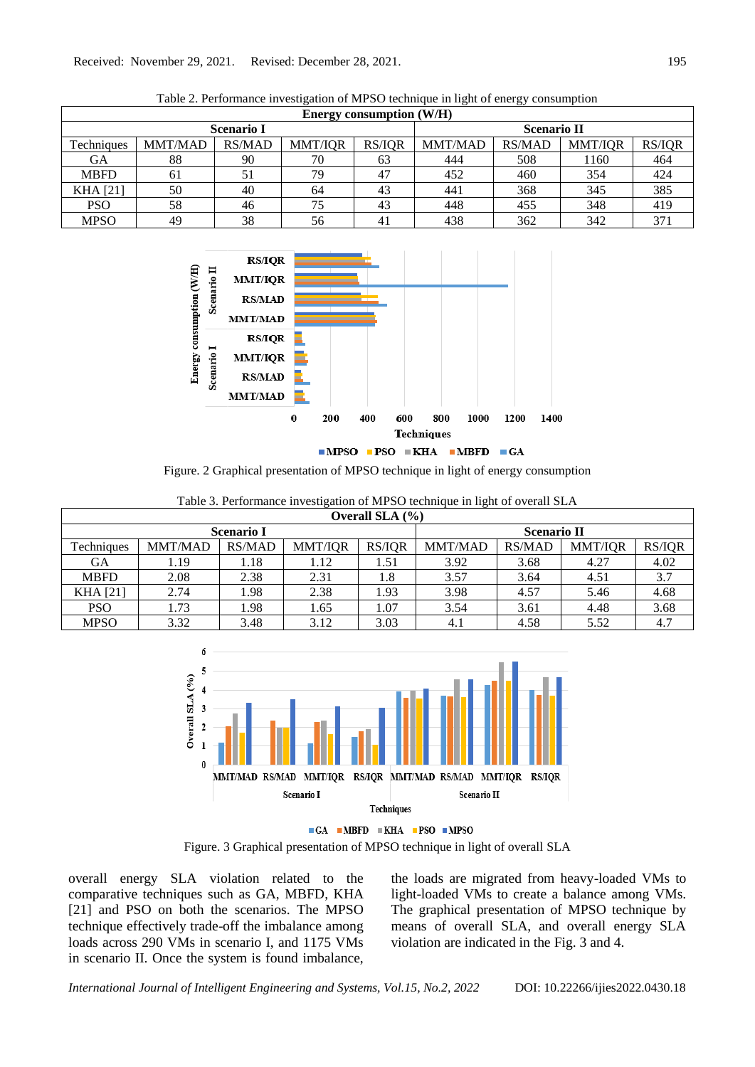Table 2. Performance investigation of MPSO technique in light of energy consumption

| Energy consumption (W/H) | | | | | | | | |
|---|---|---|---|---|---|---|---|---|
| | Scenario I | | | | Scenario II | | | |
| Techniques | MMT/MAD | RS/MAD | MMT/IQR | RS/IQR | MMT/MAD | RS/MAD | MMT/IQR | RS/IQR |
| GA | 88 | 90 | 70 | 63 | 444 | 508 | 1160 | 464 |
| MBFD | 61 | 51 | 79 | 47 | 452 | 460 | 354 | 424 |
| KHA [21] | 50 | 40 | 64 | 43 | 441 | 368 | 345 | 385 |
| PSO | 58 | 46 | 75 | 43 | 448 | 455 | 348 | 419 |
| MPSO | 49 | 38 | 56 | 41 | 438 | 362 | 342 | 371 |

Figure. 2 Graphical presentation of MPSO technique in light of energy consumption

Table 3. Performance investigation of MPSO technique in light of overall SLA

| Overall SLA (%) | | | | | | | | |
|---|---|---|---|---|---|---|---|---|
| | Scenario I | | | | Scenario II | | | |
| Techniques | MMT/MAD | RS/MAD | MMT/IQR | RS/IQR | MMT/MAD | RS/MAD | MMT/IQR | RS/IQR |
| GA | 1.19 | 1.18 | 1.12 | 1.51 | 3.92 | 3.68 | 4.27 | 4.02 |
| MBFD | 2.08 | 2.38 | 2.31 | 1.8 | 3.57 | 3.64 | 4.51 | 3.7 |
| KHA [21] | 2.74 | 1.98 | 2.38 | 1.93 | 3.98 | 4.57 | 5.46 | 4.68 |
| PSO | 1.73 | 1.98 | 1.65 | 1.07 | 3.54 | 3.61 | 4.48 | 3.68 |
| MPSO | 3.32 | 3.48 | 3.12 | 3.03 | 4.1 | 4.58 | 5.52 | 4.7 |

Figure. 3 Graphical presentation of MPSO technique in light of overall SLA

overall energy SLA violation related to the comparative techniques such as GA, MBFD, KHA [21] and PSO on both the scenarios. The MPSO technique effectively trade-off the imbalance among loads across 290 VMs in scenario I, and 1175 VMs in scenario II. Once the system is found imbalance, the loads are migrated from heavy-loaded VMs to light-loaded VMs to create a balance among VMs. The graphical presentation of MPSO technique by means of overall SLA, and overall energy SLA violation are indicated in the Fig. 3 and 4.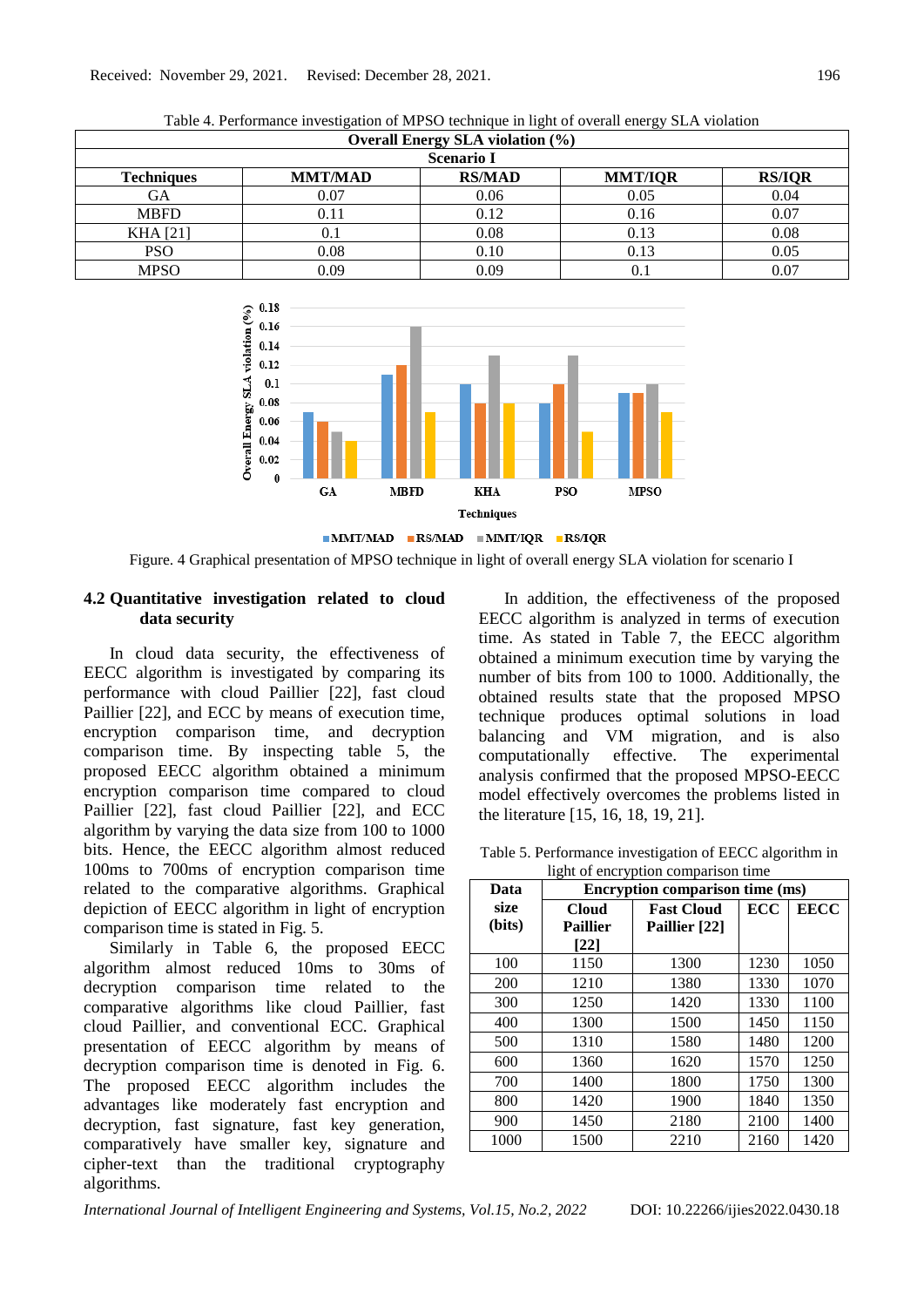Received: November 29, 2021. Revised: December 28, 2021.

Table 4. Performance investigation of MPSO technique in light of overall energy SLA violation

| Overall Energy SLA violation (%) | | | | |
|---|---|---|---|---|
| **Scenario I** | | | | |
| **Techniques** | **MMT/MAD** | **RS/MAD** | **MMT/IQR** | **RS/IQR** |
| GA | 0.07 | 0.06 | 0.05 | 0.04 |
| MBFD | 0.11 | 0.12 | 0.16 | 0.07 |
| KHA [21] | 0.1 | 0.08 | 0.13 | 0.08 |
| PSO | 0.08 | 0.10 | 0.13 | 0.05 |
| MPSO | 0.09 | 0.09 | 0.1 | 0.07 |

Figure. 4 Graphical presentation of MPSO technique in light of overall energy SLA violation for scenario I

### 4.2 Quantitative investigation related to cloud data security

In cloud data security, the effectiveness of EECC algorithm is investigated by comparing its performance with cloud Paillier [22], fast cloud Paillier [22], and ECC by means of execution time, encryption comparison time, and decryption comparison time. By inspecting table 5, the proposed EECC algorithm obtained a minimum encryption comparison time compared to cloud Paillier [22], fast cloud Paillier [22], and ECC algorithm by varying the data size from 100 to 1000 bits. Hence, the EECC algorithm almost reduced 100ms to 700ms of encryption comparison time related to the comparative algorithms. Graphical depiction of EECC algorithm in light of encryption comparison time is stated in Fig. 5.

Similarly in Table 6, the proposed EECC algorithm almost reduced 10ms to 30ms of decryption comparison time related to the comparative algorithms like cloud Paillier, fast cloud Paillier, and conventional ECC. Graphical presentation of EECC algorithm by means of decryption comparison time is denoted in Fig. 6. The proposed EECC algorithm includes the advantages like moderately fast encryption and decryption, fast signature, fast key generation, comparatively have smaller key, signature and cipher-text than the traditional cryptography algorithms.

In addition, the effectiveness of the proposed EECC algorithm is analyzed in terms of execution time. As stated in Table 7, the EECC algorithm obtained a minimum execution time by varying the number of bits from 100 to 1000. Additionally, the obtained results state that the proposed MPSO technique produces optimal solutions in load balancing and VM migration, and is also computationally effective. The experimental analysis confirmed that the proposed MPSO-EECC model effectively overcomes the problems listed in the literature [15, 16, 18, 19, 21].

Table 5. Performance investigation of EECC algorithm in light of encryption comparison time

| Data size (bits) | Encryption comparison time (ms) | | | |
|---|---|---|---|---|
| | **Cloud Paillier [22]** | **Fast Cloud Paillier [22]** | **ECC** | **EECC** |
| 100 | 1150 | 1300 | 1230 | 1050 |
| 200 | 1210 | 1380 | 1330 | 1070 |
| 300 | 1250 | 1420 | 1330 | 1100 |
| 400 | 1300 | 1500 | 1450 | 1150 |
| 500 | 1310 | 1580 | 1480 | 1200 |
| 600 | 1360 | 1620 | 1570 | 1250 |
| 700 | 1400 | 1800 | 1750 | 1300 |
| 800 | 1420 | 1900 | 1840 | 1350 |
| 900 | 1450 | 2180 | 2100 | 1400 |
| 1000 | 1500 | 2210 | 2160 | 1420 |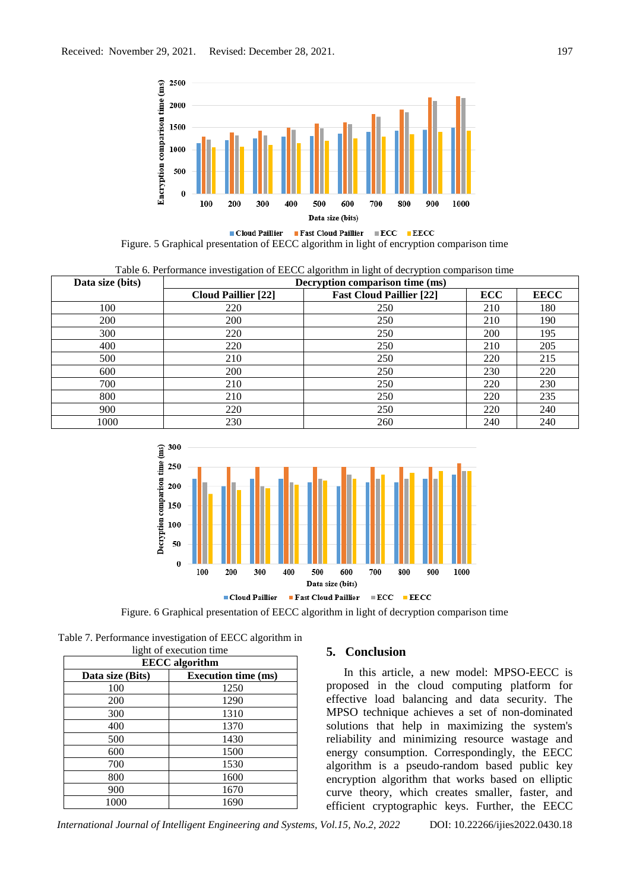Figure. 5 Graphical presentation of EECC algorithm in light of encryption comparison time

Table 6. Performance investigation of EECC algorithm in light of decryption comparison time

| Data size (bits) | Decryption comparison time (ms) | | | |
|---|---|---|---|---|
| | Cloud Paillier [22] | Fast Cloud Paillier [22] | ECC | EECC |
| 100 | 220 | 250 | 210 | 180 |
| 200 | 200 | 250 | 210 | 190 |
| 300 | 220 | 250 | 200 | 195 |
| 400 | 220 | 250 | 210 | 205 |
| 500 | 210 | 250 | 220 | 215 |
| 600 | 200 | 250 | 230 | 220 |
| 700 | 210 | 250 | 220 | 230 |
| 800 | 210 | 250 | 220 | 235 |
| 900 | 220 | 250 | 220 | 240 |
| 1000 | 230 | 260 | 240 | 240 |

Figure. 6 Graphical presentation of EECC algorithm in light of decryption comparison time

Table 7. Performance investigation of EECC algorithm in light of execution time

| EECC algorithm | |
|---|---|
| Data size (Bits) | Execution time (ms) |
| 100 | 1250 |
| 200 | 1290 |
| 300 | 1310 |
| 400 | 1370 |
| 500 | 1430 |
| 600 | 1500 |
| 700 | 1530 |
| 800 | 1600 |
| 900 | 1670 |
| 1000 | 1690 |

## 5. Conclusion

In this article, a new model: MPSO-EECC is proposed in the cloud computing platform for effective load balancing and data security. The MPSO technique achieves a set of non-dominated solutions that help in maximizing the system's reliability and minimizing resource wastage and energy consumption. Correspondingly, the EECC algorithm is a pseudo-random based public key encryption algorithm that works based on elliptic curve theory, which creates smaller, faster, and efficient cryptographic keys. Further, the EECC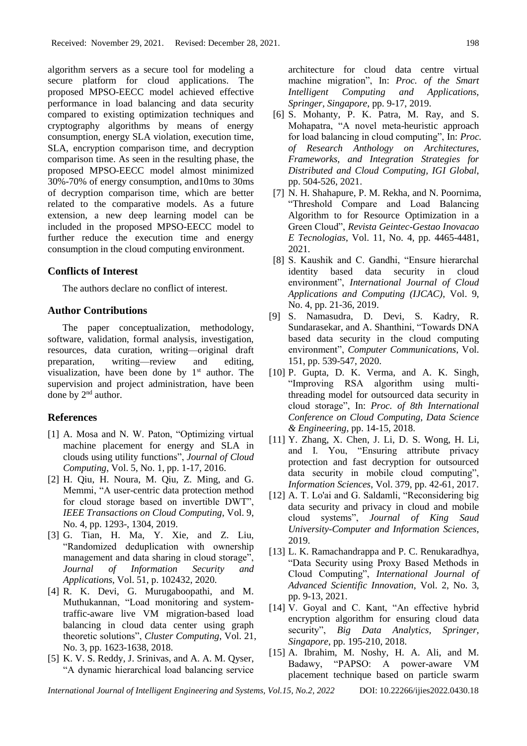algorithm servers as a secure tool for modeling a secure platform for cloud applications. The proposed MPSO-EECC model achieved effective performance in load balancing and data security compared to existing optimization techniques and cryptography algorithms by means of energy consumption, energy SLA violation, execution time, SLA, encryption comparison time, and decryption comparison time. As seen in the resulting phase, the proposed MPSO-EECC model almost minimized 30%-70% of energy consumption, and10ms to 30ms of decryption comparison time, which are better related to the comparative models. As a future extension, a new deep learning model can be included in the proposed MPSO-EECC model to further reduce the execution time and energy consumption in the cloud computing environment.

## Conflicts of Interest

The authors declare no conflict of interest.

## Author Contributions

The paper conceptualization, methodology, software, validation, formal analysis, investigation, resources, data curation, writing—original draft preparation, writing—review and editing, visualization, have been done by 1st author. The supervision and project administration, have been done by 2nd author.

## References

[1] A. Mosa and N. W. Paton, "Optimizing virtual machine placement for energy and SLA in clouds using utility functions", *Journal of Cloud Computing*, Vol. 5, No. 1, pp. 1-17, 2016.

[2] H. Qiu, H. Noura, M. Qiu, Z. Ming, and G. Memmi, "A user-centric data protection method for cloud storage based on invertible DWT", *IEEE Transactions on Cloud Computing*, Vol. 9, No. 4, pp. 1293-, 1304, 2019.

[3] G. Tian, H. Ma, Y. Xie, and Z. Liu, "Randomized deduplication with ownership management and data sharing in cloud storage", *Journal of Information Security and Applications*, Vol. 51, p. 102432, 2020.

[4] R. K. Devi, G. Murugaboopathi, and M. Muthukannan, "Load monitoring and system-traffic-aware live VM migration-based load balancing in cloud data center using graph theoretic solutions", *Cluster Computing*, Vol. 21, No. 3, pp. 1623-1638, 2018.

[5] K. V. S. Reddy, J. Srinivas, and A. A. M. Qyser, "A dynamic hierarchical load balancing service architecture for cloud data centre virtual machine migration", In: *Proc. of the Smart Intelligent Computing and Applications, Springer, Singapore*, pp. 9-17, 2019.

[6] S. Mohanty, P. K. Patra, M. Ray, and S. Mohapatra, "A novel meta-heuristic approach for load balancing in cloud computing", In: *Proc. of Research Anthology on Architectures, Frameworks, and Integration Strategies for Distributed and Cloud Computing, IGI Global*, pp. 504-526, 2021.

[7] N. H. Shahapure, P. M. Rekha, and N. Poornima, "Threshold Compare and Load Balancing Algorithm to for Resource Optimization in a Green Cloud", *Revista Geintec-Gestao Inovacao E Tecnologias*, Vol. 11, No. 4, pp. 4465-4481, 2021.

[8] S. Kaushik and C. Gandhi, "Ensure hierarchal identity based data security in cloud environment", *International Journal of Cloud Applications and Computing (IJCAC)*, Vol. 9, No. 4, pp. 21-36, 2019.

[9] S. Namasudra, D. Devi, S. Kadry, R. Sundarasekar, and A. Shanthini, "Towards DNA based data security in the cloud computing environment", *Computer Communications*, Vol. 151, pp. 539-547, 2020.

[10] P. Gupta, D. K. Verma, and A. K. Singh, "Improving RSA algorithm using multi-threading model for outsourced data security in cloud storage", In: *Proc. of 8th International Conference on Cloud Computing, Data Science & Engineering*, pp. 14-15, 2018.

[11] Y. Zhang, X. Chen, J. Li, D. S. Wong, H. Li, and I. You, "Ensuring attribute privacy protection and fast decryption for outsourced data security in mobile cloud computing", *Information Sciences*, Vol. 379, pp. 42-61, 2017.

[12] A. T. Lo'ai and G. Saldamli, "Reconsidering big data security and privacy in cloud and mobile cloud systems", *Journal of King Saud University-Computer and Information Sciences*, 2019.

[13] L. K. Ramachandrappa and P. C. Renukaradhya, "Data Security using Proxy Based Methods in Cloud Computing", *International Journal of Advanced Scientific Innovation*, Vol. 2, No. 3, pp. 9-13, 2021.

[14] V. Goyal and C. Kant, "An effective hybrid encryption algorithm for ensuring cloud data security", *Big Data Analytics, Springer, Singapore*, pp. 195-210, 2018.

[15] A. Ibrahim, M. Noshy, H. A. Ali, and M. Badawy, "PAPSO: A power-aware VM placement technique based on particle swarm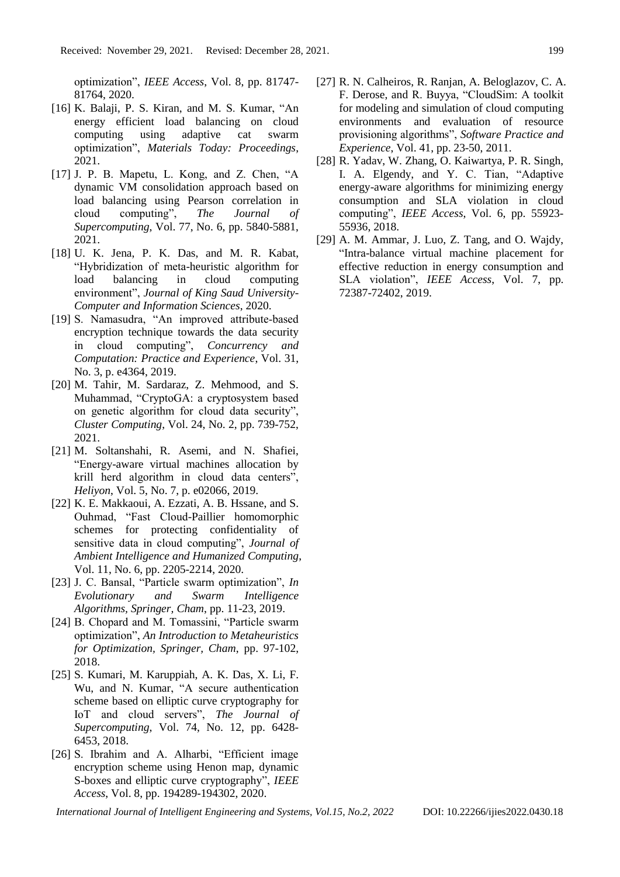optimization", *IEEE Access*, Vol. 8, pp. 81747-81764, 2020.

[16] K. Balaji, P. S. Kiran, and M. S. Kumar, "An energy efficient load balancing on cloud computing using adaptive cat swarm optimization", *Materials Today: Proceedings*, 2021.

[17] J. P. B. Mapetu, L. Kong, and Z. Chen, "A dynamic VM consolidation approach based on load balancing using Pearson correlation in cloud computing", *The Journal of Supercomputing*, Vol. 77, No. 6, pp. 5840-5881, 2021.

[18] U. K. Jena, P. K. Das, and M. R. Kabat, "Hybridization of meta-heuristic algorithm for load balancing in cloud computing environment", *Journal of King Saud University-Computer and Information Sciences*, 2020.

[19] S. Namasudra, "An improved attribute-based encryption technique towards the data security in cloud computing", *Concurrency and Computation: Practice and Experience*, Vol. 31, No. 3, p. e4364, 2019.

[20] M. Tahir, M. Sardaraz, Z. Mehmood, and S. Muhammad, "CryptoGA: a cryptosystem based on genetic algorithm for cloud data security", *Cluster Computing*, Vol. 24, No. 2, pp. 739-752, 2021.

[21] M. Soltanshahi, R. Asemi, and N. Shafiei, "Energy-aware virtual machines allocation by krill herd algorithm in cloud data centers", *Heliyon*, Vol. 5, No. 7, p. e02066, 2019.

[22] K. E. Makkaoui, A. Ezzati, A. B. Hssane, and S. Ouhmad, "Fast Cloud-Paillier homomorphic schemes for protecting confidentiality of sensitive data in cloud computing", *Journal of Ambient Intelligence and Humanized Computing*, Vol. 11, No. 6, pp. 2205-2214, 2020.

[23] J. C. Bansal, "Particle swarm optimization", *In Evolutionary and Swarm Intelligence Algorithms, Springer, Cham*, pp. 11-23, 2019.

[24] B. Chopard and M. Tomassini, "Particle swarm optimization", *An Introduction to Metaheuristics for Optimization, Springer, Cham*, pp. 97-102, 2018.

[25] S. Kumari, M. Karuppiah, A. K. Das, X. Li, F. Wu, and N. Kumar, "A secure authentication scheme based on elliptic curve cryptography for IoT and cloud servers", *The Journal of Supercomputing*, Vol. 74, No. 12, pp. 6428-6453, 2018.

[26] S. Ibrahim and A. Alharbi, "Efficient image encryption scheme using Henon map, dynamic S-boxes and elliptic curve cryptography", *IEEE Access*, Vol. 8, pp. 194289-194302, 2020.

[27] R. N. Calheiros, R. Ranjan, A. Beloglazov, C. A. F. Derose, and R. Buyya, "CloudSim: A toolkit for modeling and simulation of cloud computing environments and evaluation of resource provisioning algorithms", *Software Practice and Experience*, Vol. 41, pp. 23-50, 2011.

[28] R. Yadav, W. Zhang, O. Kaiwartya, P. R. Singh, I. A. Elgendy, and Y. C. Tian, "Adaptive energy-aware algorithms for minimizing energy consumption and SLA violation in cloud computing", *IEEE Access*, Vol. 6, pp. 55923-55936, 2018.

[29] A. M. Ammar, J. Luo, Z. Tang, and O. Wajdy, "Intra-balance virtual machine placement for effective reduction in energy consumption and SLA violation", *IEEE Access*, Vol. 7, pp. 72387-72402, 2019.